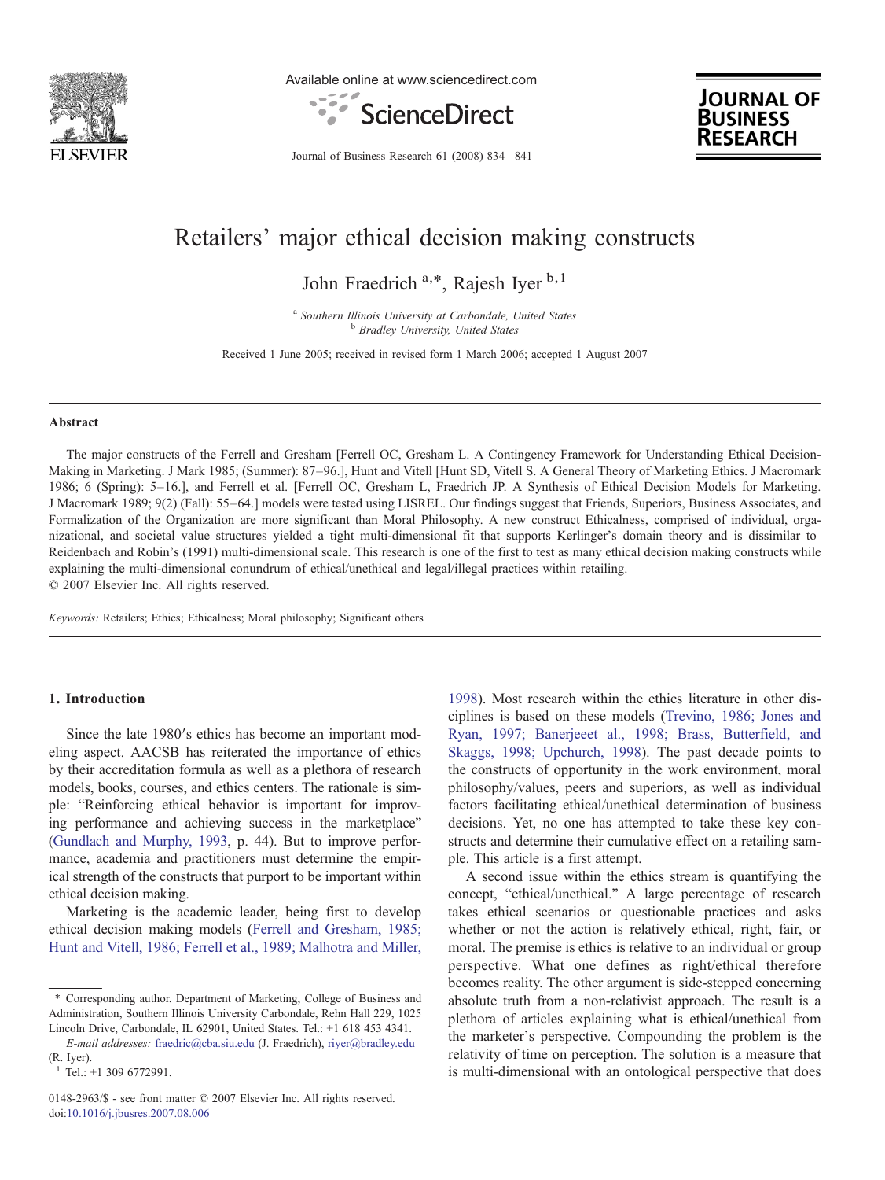# Retailers' major ethical decision making constructs

John Fraedrich [a,*], Rajesh Iyer [b,1]

[a] Southern Illinois University at Carbondale, United States
[b] Bradley University, United States

Received 1 June 2005; received in revised form 1 March 2006; accepted 1 August 2007

## Abstract

The major constructs of the Ferrell and Gresham [Ferrell OC, Gresham L. A Contingency Framework for Understanding Ethical Decision-Making in Marketing. J Mark 1985; (Summer): 87–96.], Hunt and Vitell [Hunt SD, Vitell S. A General Theory of Marketing Ethics. J Macromark 1986; 6 (Spring): 5–16.], and Ferrell et al. [Ferrell OC, Gresham L, Fraedrich JP. A Synthesis of Ethical Decision Models for Marketing. J Macromark 1989; 9(2) (Fall): 55–64.] models were tested using LISREL. Our findings suggest that Friends, Superiors, Business Associates, and Formalization of the Organization are more significant than Moral Philosophy. A new construct Ethicalness, comprised of individual, organizational, and societal value structures yielded a tight multi-dimensional fit that supports Kerlinger's domain theory and is dissimilar to Reidenbach and Robin's (1991) multi-dimensional scale. This research is one of the first to test as many ethical decision making constructs while explaining the multi-dimensional conundrum of ethical/unethical and legal/illegal practices within retailing.

© 2007 Elsevier Inc. All rights reserved.

*Keywords:* Retailers; Ethics; Ethicalness; Moral philosophy; Significant others

## 1. Introduction

Since the late 1980′s ethics has become an important modeling aspect. AACSB has reiterated the importance of ethics by their accreditation formula as well as a plethora of research models, books, courses, and ethics centers. The rationale is simple: "Reinforcing ethical behavior is important for improving performance and achieving success in the marketplace" (Gundlach and Murphy, 1993, p. 44). But to improve performance, academia and practitioners must determine the empirical strength of the constructs that purport to be important within ethical decision making.

Marketing is the academic leader, being first to develop ethical decision making models (Ferrell and Gresham, 1985; Hunt and Vitell, 1986; Ferrell et al., 1989; Malhotra and Miller, 1998). Most research within the ethics literature in other disciplines is based on these models (Trevino, 1986; Jones and Ryan, 1997; Banerjeeet al., 1998; Brass, Butterfield, and Skaggs, 1998; Upchurch, 1998). The past decade points to the constructs of opportunity in the work environment, moral philosophy/values, peers and superiors, as well as individual factors facilitating ethical/unethical determination of business decisions. Yet, no one has attempted to take these key constructs and determine their cumulative effect on a retailing sample. This article is a first attempt.

A second issue within the ethics stream is quantifying the concept, "ethical/unethical." A large percentage of research takes ethical scenarios or questionable practices and asks whether or not the action is relatively ethical, right, fair, or moral. The premise is ethics is relative to an individual or group perspective. What one defines as right/ethical therefore becomes reality. The other argument is side-stepped concerning absolute truth from a non-relativist approach. The result is a plethora of articles explaining what is ethical/unethical from the marketer's perspective. Compounding the problem is the relativity of time on perception. The solution is a measure that is multi-dimensional with an ontological perspective that does

\* Corresponding author. Department of Marketing, College of Business and Administration, Southern Illinois University Carbondale, Rehn Hall 229, 1025 Lincoln Drive, Carbondale, IL 62901, United States. Tel.: +1 618 453 4341.
*E-mail addresses:* fraedric@cba.siu.edu (J. Fraedrich), riyer@bradley.edu (R. Iyer).
[1] Tel.: +1 309 6772991.

0148-2963/$ - see front matter © 2007 Elsevier Inc. All rights reserved.
doi:10.1016/j.jbusres.2007.08.006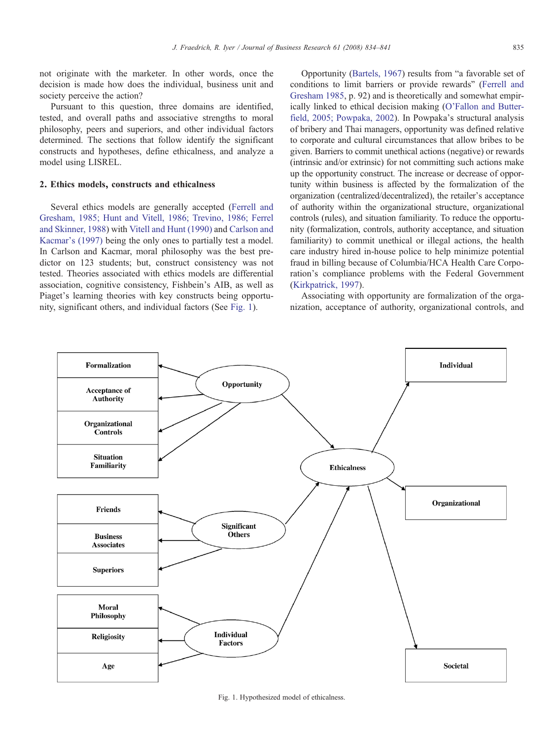not originate with the marketer. In other words, once the decision is made how does the individual, business unit and society perceive the action?

Pursuant to this question, three domains are identified, tested, and overall paths and associative strengths to moral philosophy, peers and superiors, and other individual factors determined. The sections that follow identify the significant constructs and hypotheses, define ethicalness, and analyze a model using LISREL.

## 2. Ethics models, constructs and ethicalness

Several ethics models are generally accepted (Ferrell and Gresham, 1985; Hunt and Vitell, 1986; Trevino, 1986; Ferrel and Skinner, 1988) with Vitell and Hunt (1990) and Carlson and Kacmar's (1997) being the only ones to partially test a model. In Carlson and Kacmar, moral philosophy was the best predictor on 123 students; but, construct consistency was not tested. Theories associated with ethics models are differential association, cognitive consistency, Fishbein's AIB, as well as Piaget's learning theories with key constructs being opportunity, significant others, and individual factors (See Fig. 1).

Opportunity (Bartels, 1967) results from "a favorable set of conditions to limit barriers or provide rewards" (Ferrell and Gresham 1985, p. 92) and is theoretically and somewhat empirically linked to ethical decision making (O'Fallon and Butterfield, 2005; Powpaka, 2002). In Powpaka's structural analysis of bribery and Thai managers, opportunity was defined relative to corporate and cultural circumstances that allow bribes to be given. Barriers to commit unethical actions (negative) or rewards (intrinsic and/or extrinsic) for not committing such actions make up the opportunity construct. The increase or decrease of opportunity within business is affected by the formalization of the organization (centralized/decentralized), the retailer's acceptance of authority within the organizational structure, organizational controls (rules), and situation familiarity. To reduce the opportunity (formalization, controls, authority acceptance, and situation familiarity) to commit unethical or illegal actions, the health care industry hired in-house police to help minimize potential fraud in billing because of Columbia/HCA Health Care Corporation's compliance problems with the Federal Government (Kirkpatrick, 1997).

Associating with opportunity are formalization of the organization, acceptance of authority, organizational controls, and

Fig. 1. Hypothesized model of ethicalness.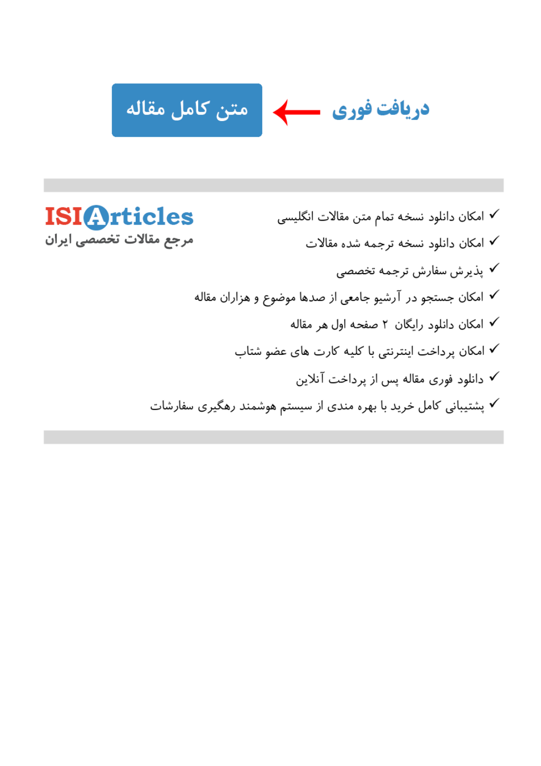دریافت فوری ← متن کامل مقاله

**ISIArticles**
مرجع مقالات تخصصی ایران

- ✓ امکان دانلود نسخه تمام متن مقالات انگلیسی
- ✓ امکان دانلود نسخه ترجمه شده مقالات
- ✓ پذیرش سفارش ترجمه تخصصی
- ✓ امکان جستجو در آرشیو جامعی از صدها موضوع و هزاران مقاله
- ✓ امکان دانلود رایگان ۲ صفحه اول هر مقاله
- ✓ امکان پرداخت اینترنتی با کلیه کارت های عضو شتاب
- ✓ دانلود فوری مقاله پس از پرداخت آنلاین
- ✓ پشتیبانی کامل خرید با بهره مندی از سیستم هوشمند رهگیری سفارشات